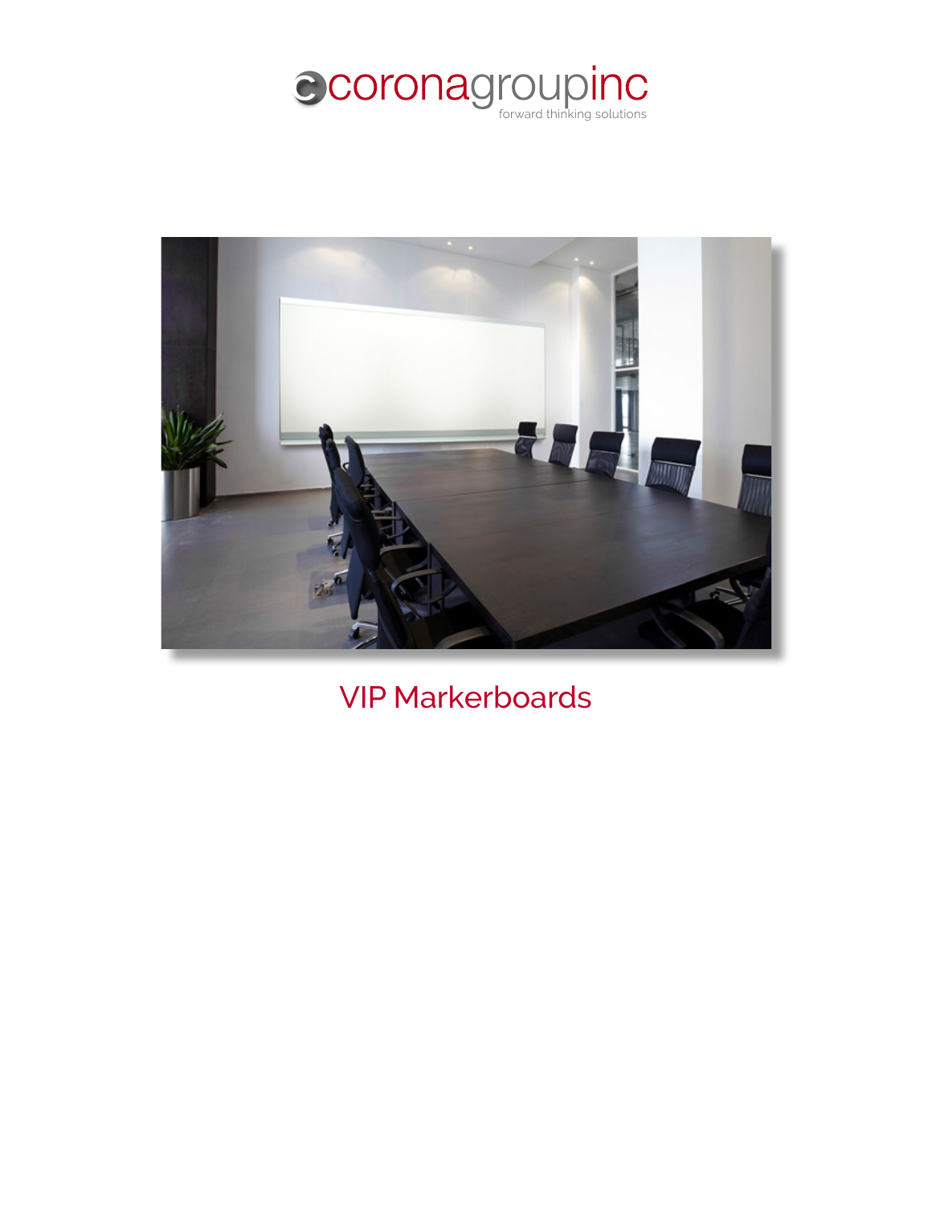coronagroupinc

forward thinking solutions

# VIP Markerboards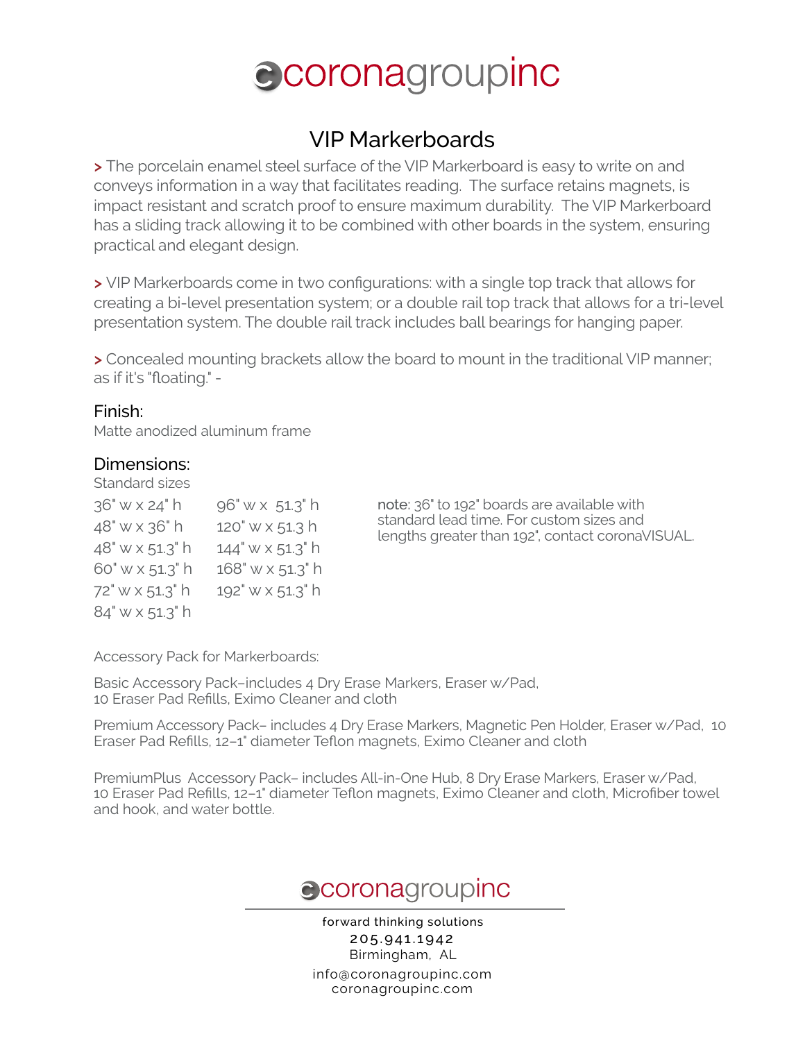coronagroupinc

# VIP Markerboards

> The porcelain enamel steel surface of the VIP Markerboard is easy to write on and conveys information in a way that facilitates reading. The surface retains magnets, is impact resistant and scratch proof to ensure maximum durability. The VIP Markerboard has a sliding track allowing it to be combined with other boards in the system, ensuring practical and elegant design.

> VIP Markerboards come in two configurations: with a single top track that allows for creating a bi-level presentation system; or a double rail top track that allows for a tri-level presentation system. The double rail track includes ball bearings for hanging paper.

> Concealed mounting brackets allow the board to mount in the traditional VIP manner; as if it's "floating." -

## Finish:

Matte anodized aluminum frame

## Dimensions:

Standard sizes

36" w x 24" h
48" w x 36" h
48" w x 51.3" h
60" w x 51.3" h
72" w x 51.3" h
84" w x 51.3" h
96" w x 51.3" h
120" w x 51.3 h
144" w x 51.3" h
168" w x 51.3" h
192" w x 51.3" h

note: 36" to 192" boards are available with standard lead time. For custom sizes and lengths greater than 192", contact coronaVISUAL.

Accessory Pack for Markerboards:

Basic Accessory Pack–includes 4 Dry Erase Markers, Eraser w/Pad, 10 Eraser Pad Refills, Eximo Cleaner and cloth

Premium Accessory Pack– includes 4 Dry Erase Markers, Magnetic Pen Holder, Eraser w/Pad, 10 Eraser Pad Refills, 12–1" diameter Teflon magnets, Eximo Cleaner and cloth

PremiumPlus Accessory Pack– includes All-in-One Hub, 8 Dry Erase Markers, Eraser w/Pad, 10 Eraser Pad Refills, 12–1" diameter Teflon magnets, Eximo Cleaner and cloth, Microfiber towel and hook, and water bottle.

coronagroupinc

forward thinking solutions
205.941.1942
Birmingham, AL
info@coronagroupinc.com
coronagroupinc.com